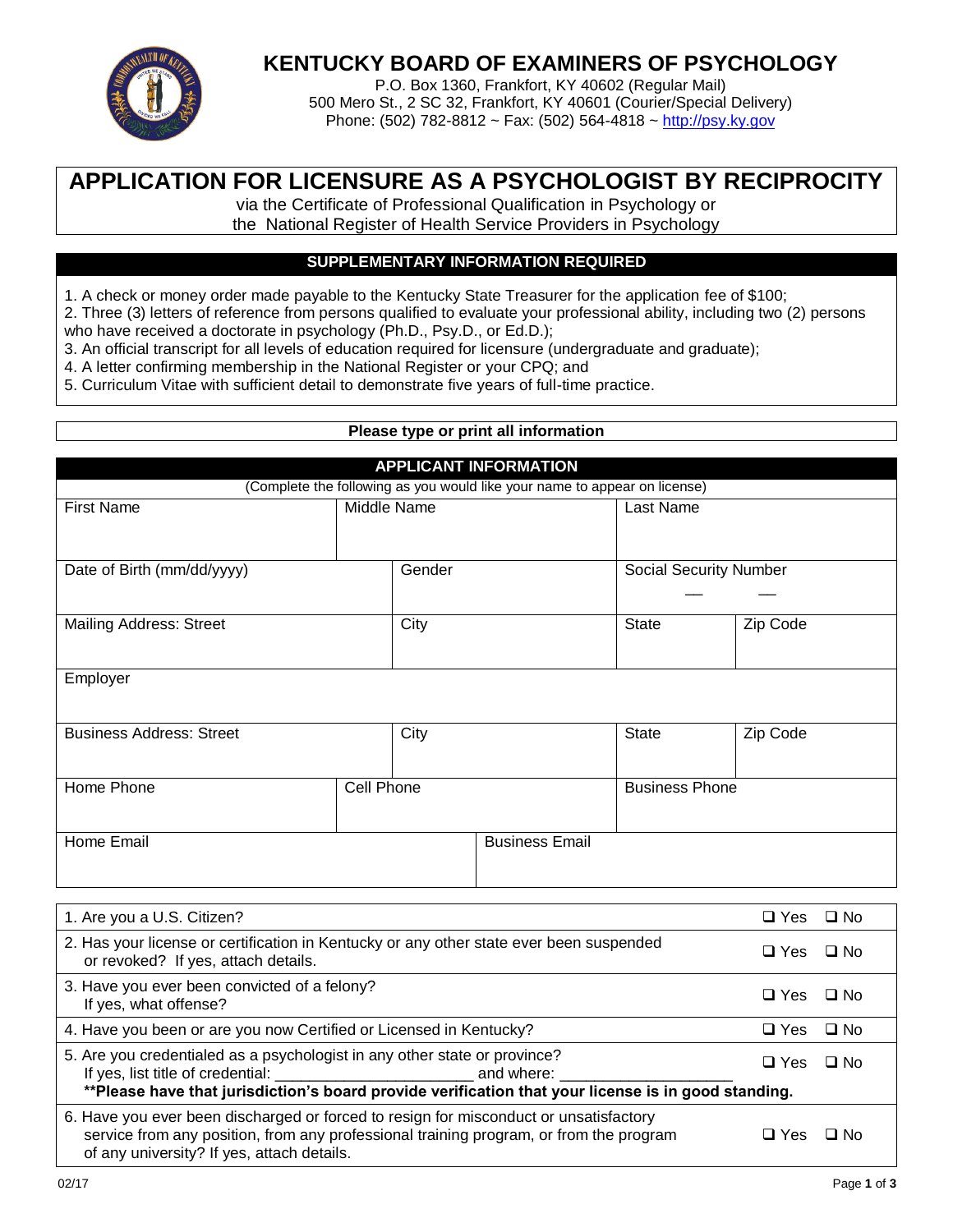# KENTUCKY BOARD OF EXAMINERS OF PSYCHOLOGY

P.O. Box 1360, Frankfort, KY 40602 (Regular Mail)
500 Mero St., 2 SC 32, Frankfort, KY 40601 (Courier/Special Delivery)
Phone: (502) 782-8812 ~ Fax: (502) 564-4818 ~ http://psy.ky.gov

## APPLICATION FOR LICENSURE AS A PSYCHOLOGIST BY RECIPROCITY

via the Certificate of Professional Qualification in Psychology or
the National Register of Health Service Providers in Psychology

### SUPPLEMENTARY INFORMATION REQUIRED

1. A check or money order made payable to the Kentucky State Treasurer for the application fee of $100;
2. Three (3) letters of reference from persons qualified to evaluate your professional ability, including two (2) persons who have received a doctorate in psychology (Ph.D., Psy.D., or Ed.D.);
3. An official transcript for all levels of education required for licensure (undergraduate and graduate);
4. A letter confirming membership in the National Register or your CPQ; and
5. Curriculum Vitae with sufficient detail to demonstrate five years of full-time practice.

**Please type or print all information**

### APPLICANT INFORMATION

(Complete the following as you would like your name to appear on license)

| | | | |
|---|---|---|---|
| First Name | Middle Name | Last Name | |
| Date of Birth (mm/dd/yyyy) | Gender | Social Security Number — — | |
| Mailing Address: Street | City | State | Zip Code |
| Employer | | | |
| Business Address: Street | City | State | Zip Code |
| Home Phone | Cell Phone | Business Phone | |
| Home Email | Business Email | | |

| | |
|---|---|
| 1. Are you a U.S. Citizen? | ❑ Yes ❑ No |
| 2. Has your license or certification in Kentucky or any other state ever been suspended or revoked? If yes, attach details. | ❑ Yes ❑ No |
| 3. Have you ever been convicted of a felony? If yes, what offense? | ❑ Yes ❑ No |
| 4. Have you been or are you now Certified or Licensed in Kentucky? | ❑ Yes ❑ No |
| 5. Are you credentialed as a psychologist in any other state or province? If yes, list title of credential: ______________________ and where: ___________________ **Please have that jurisdiction's board provide verification that your license is in good standing.** | ❑ Yes ❑ No |
| 6. Have you ever been discharged or forced to resign for misconduct or unsatisfactory service from any position, from any professional training program, or from the program of any university? If yes, attach details. | ❑ Yes ❑ No |

02/17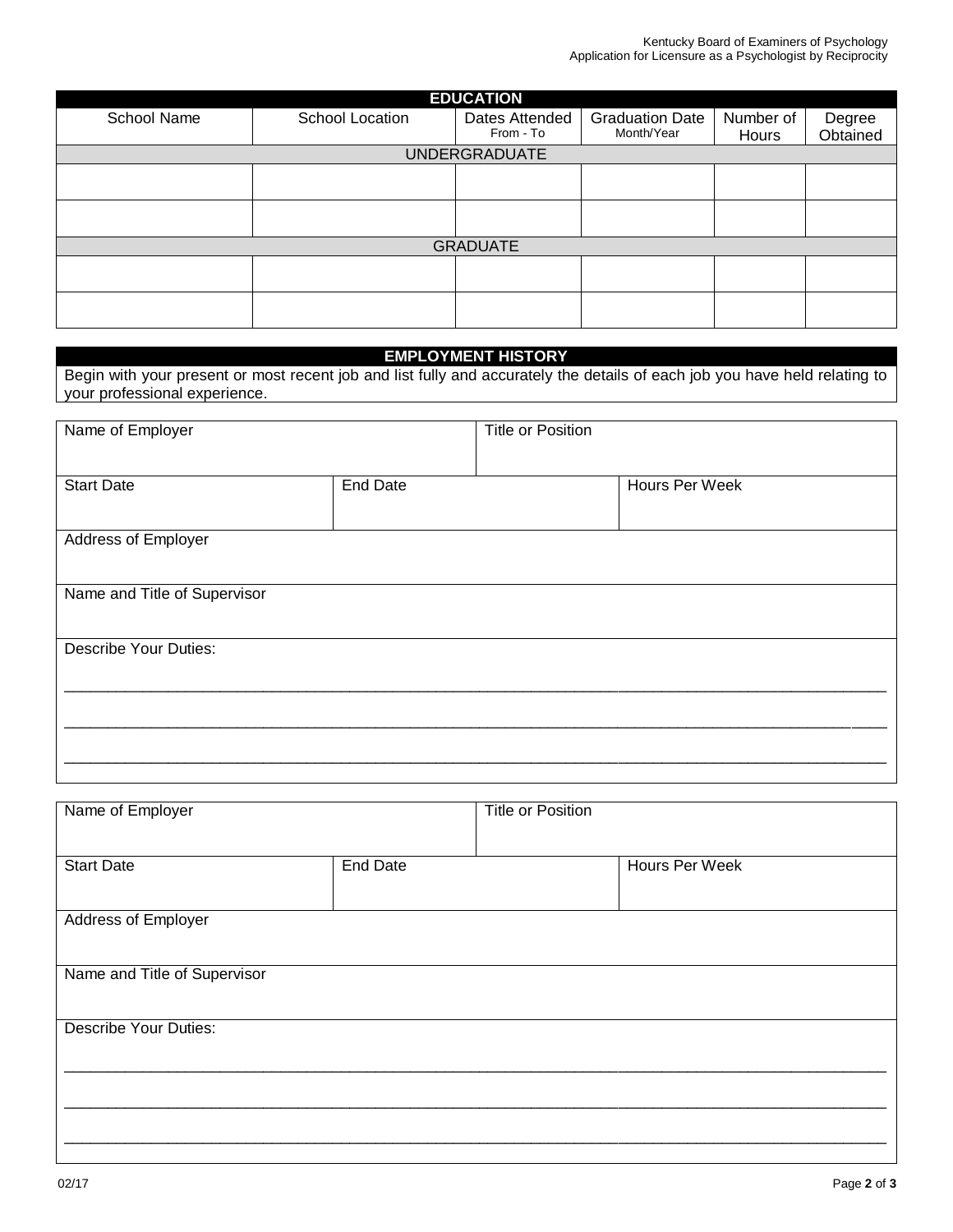## EDUCATION

| School Name | School Location | Dates Attended From - To | Graduation Date Month/Year | Number of Hours | Degree Obtained |
|---|---|---|---|---|---|
| UNDERGRADUATE | | | | | |
| | | | | | |
| | | | | | |
| GRADUATE | | | | | |
| | | | | | |
| | | | | | |

## EMPLOYMENT HISTORY

Begin with your present or most recent job and list fully and accurately the details of each job you have held relating to your professional experience.

| | | |
|---|---|---|
| Name of Employer | Title or Position | |
| Start Date | End Date | Hours Per Week |
| Address of Employer | | |
| Name and Title of Supervisor | | |

Describe Your Duties:

_______________________________________________________________________________

_______________________________________________________________________________

_______________________________________________________________________________

| | | |
|---|---|---|
| Name of Employer | Title or Position | |
| Start Date | End Date | Hours Per Week |
| Address of Employer | | |
| Name and Title of Supervisor | | |

Describe Your Duties:

_______________________________________________________________________________

_______________________________________________________________________________

_______________________________________________________________________________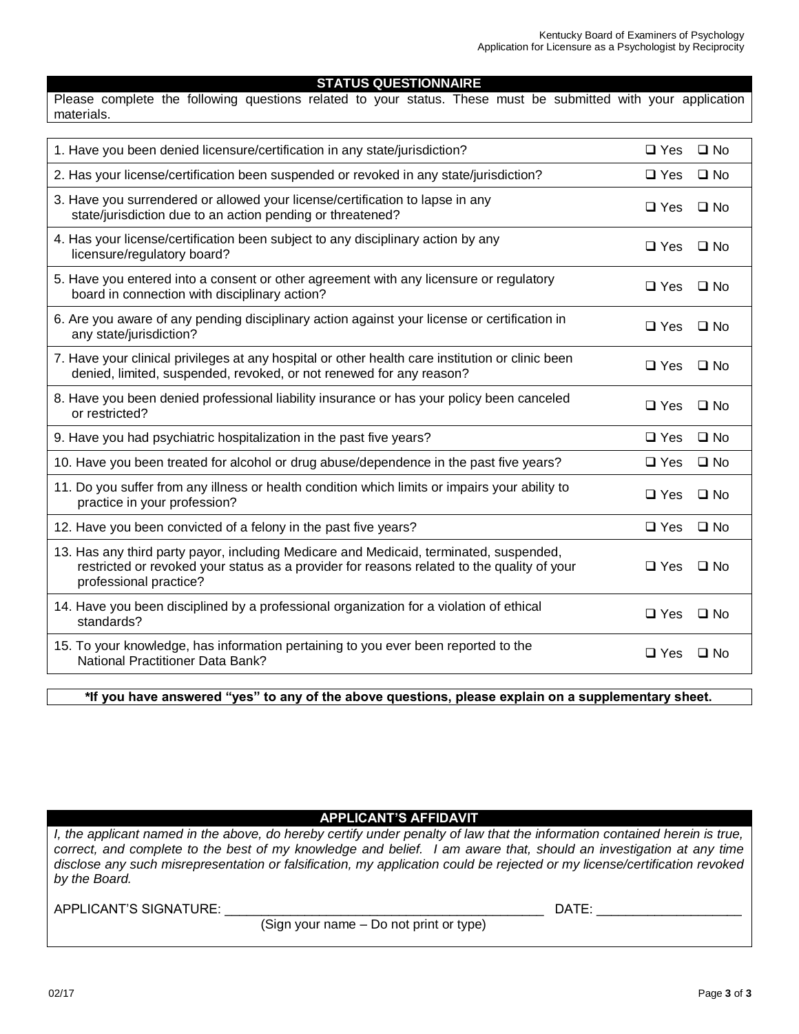## STATUS QUESTIONNAIRE

Please complete the following questions related to your status. These must be submitted with your application materials.

| | |
|---|---|
| 1. Have you been denied licensure/certification in any state/jurisdiction? | ❑ Yes ❑ No |
| 2. Has your license/certification been suspended or revoked in any state/jurisdiction? | ❑ Yes ❑ No |
| 3. Have you surrendered or allowed your license/certification to lapse in any state/jurisdiction due to an action pending or threatened? | ❑ Yes ❑ No |
| 4. Has your license/certification been subject to any disciplinary action by any licensure/regulatory board? | ❑ Yes ❑ No |
| 5. Have you entered into a consent or other agreement with any licensure or regulatory board in connection with disciplinary action? | ❑ Yes ❑ No |
| 6. Are you aware of any pending disciplinary action against your license or certification in any state/jurisdiction? | ❑ Yes ❑ No |
| 7. Have your clinical privileges at any hospital or other health care institution or clinic been denied, limited, suspended, revoked, or not renewed for any reason? | ❑ Yes ❑ No |
| 8. Have you been denied professional liability insurance or has your policy been canceled or restricted? | ❑ Yes ❑ No |
| 9. Have you had psychiatric hospitalization in the past five years? | ❑ Yes ❑ No |
| 10. Have you been treated for alcohol or drug abuse/dependence in the past five years? | ❑ Yes ❑ No |
| 11. Do you suffer from any illness or health condition which limits or impairs your ability to practice in your profession? | ❑ Yes ❑ No |
| 12. Have you been convicted of a felony in the past five years? | ❑ Yes ❑ No |
| 13. Has any third party payor, including Medicare and Medicaid, terminated, suspended, restricted or revoked your status as a provider for reasons related to the quality of your professional practice? | ❑ Yes ❑ No |
| 14. Have you been disciplined by a professional organization for a violation of ethical standards? | ❑ Yes ❑ No |
| 15. To your knowledge, has information pertaining to you ever been reported to the National Practitioner Data Bank? | ❑ Yes ❑ No |

**\*If you have answered "yes" to any of the above questions, please explain on a supplementary sheet.**

## APPLICANT'S AFFIDAVIT

*I, the applicant named in the above, do hereby certify under penalty of law that the information contained herein is true, correct, and complete to the best of my knowledge and belief. I am aware that, should an investigation at any time disclose any such misrepresentation or falsification, my application could be rejected or my license/certification revoked by the Board.*

APPLICANT'S SIGNATURE: ____________________________________________ DATE: ____________________

(Sign your name – Do not print or type)

02/17